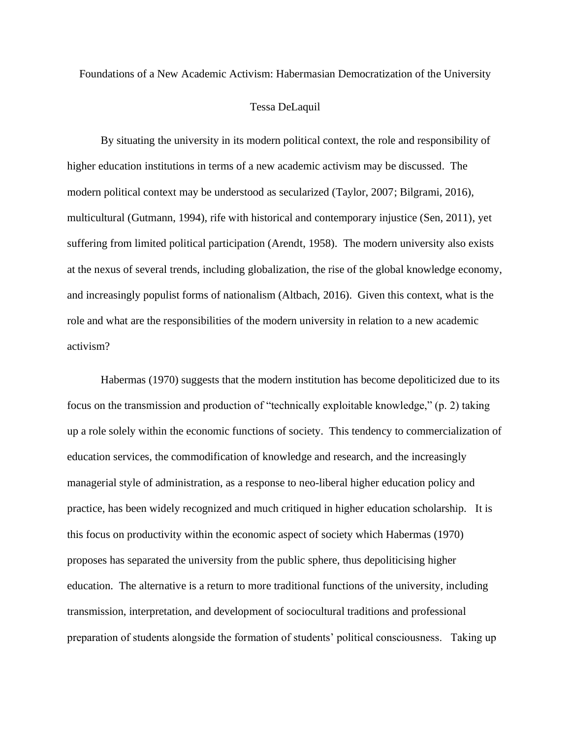# Foundations of a New Academic Activism: Habermasian Democratization of the University

Tessa DeLaquil

By situating the university in its modern political context, the role and responsibility of higher education institutions in terms of a new academic activism may be discussed. The modern political context may be understood as secularized (Taylor, 2007; Bilgrami, 2016), multicultural (Gutmann, 1994), rife with historical and contemporary injustice (Sen, 2011), yet suffering from limited political participation (Arendt, 1958). The modern university also exists at the nexus of several trends, including globalization, the rise of the global knowledge economy, and increasingly populist forms of nationalism (Altbach, 2016). Given this context, what is the role and what are the responsibilities of the modern university in relation to a new academic activism?

Habermas (1970) suggests that the modern institution has become depoliticized due to its focus on the transmission and production of "technically exploitable knowledge," (p. 2) taking up a role solely within the economic functions of society. This tendency to commercialization of education services, the commodification of knowledge and research, and the increasingly managerial style of administration, as a response to neo-liberal higher education policy and practice, has been widely recognized and much critiqued in higher education scholarship. It is this focus on productivity within the economic aspect of society which Habermas (1970) proposes has separated the university from the public sphere, thus depoliticising higher education. The alternative is a return to more traditional functions of the university, including transmission, interpretation, and development of sociocultural traditions and professional preparation of students alongside the formation of students' political consciousness. Taking up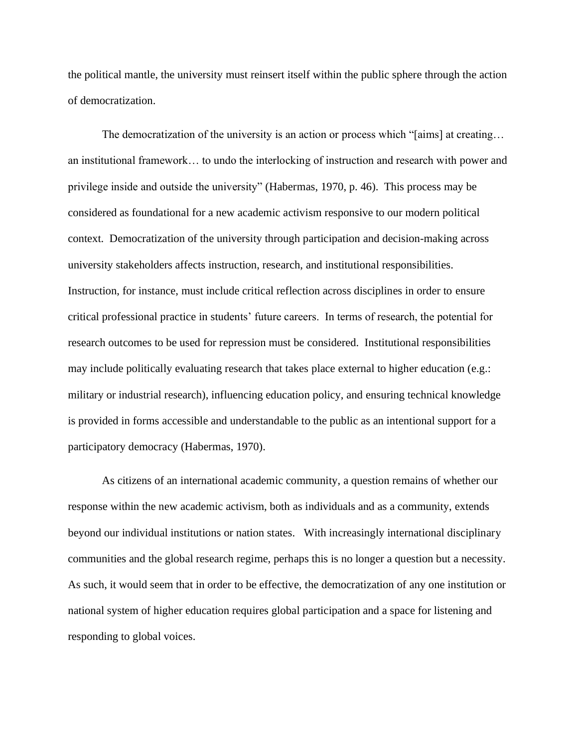the political mantle, the university must reinsert itself within the public sphere through the action of democratization.

The democratization of the university is an action or process which "[aims] at creating… an institutional framework… to undo the interlocking of instruction and research with power and privilege inside and outside the university" (Habermas, 1970, p. 46). This process may be considered as foundational for a new academic activism responsive to our modern political context. Democratization of the university through participation and decision-making across university stakeholders affects instruction, research, and institutional responsibilities. Instruction, for instance, must include critical reflection across disciplines in order to ensure critical professional practice in students' future careers. In terms of research, the potential for research outcomes to be used for repression must be considered. Institutional responsibilities may include politically evaluating research that takes place external to higher education (e.g.: military or industrial research), influencing education policy, and ensuring technical knowledge is provided in forms accessible and understandable to the public as an intentional support for a participatory democracy (Habermas, 1970).

As citizens of an international academic community, a question remains of whether our response within the new academic activism, both as individuals and as a community, extends beyond our individual institutions or nation states. With increasingly international disciplinary communities and the global research regime, perhaps this is no longer a question but a necessity. As such, it would seem that in order to be effective, the democratization of any one institution or national system of higher education requires global participation and a space for listening and responding to global voices.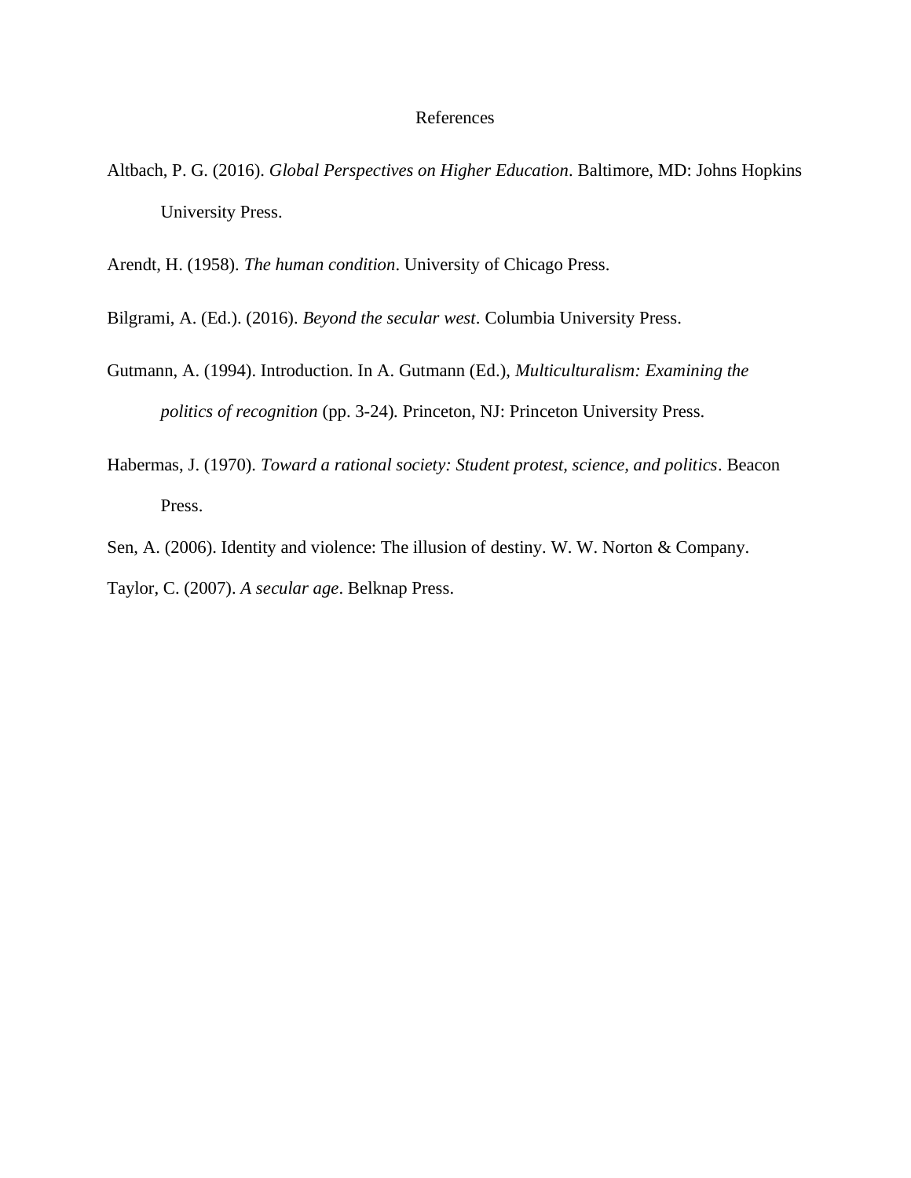# References

Altbach, P. G. (2016). *Global Perspectives on Higher Education*. Baltimore, MD: Johns Hopkins University Press.

Arendt, H. (1958). *The human condition*. University of Chicago Press.

Bilgrami, A. (Ed.). (2016). *Beyond the secular west*. Columbia University Press.

Gutmann, A. (1994). Introduction. In A. Gutmann (Ed.), *Multiculturalism: Examining the politics of recognition* (pp. 3-24). Princeton, NJ: Princeton University Press.

Habermas, J. (1970). *Toward a rational society: Student protest, science, and politics*. Beacon Press.

Sen, A. (2006). Identity and violence: The illusion of destiny. W. W. Norton & Company.

Taylor, C. (2007). *A secular age*. Belknap Press.